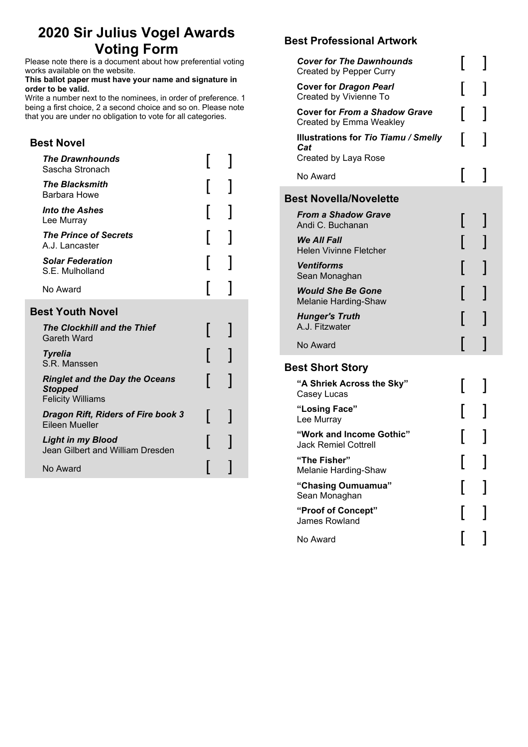# 2020 Sir Julius Vogel Awards Voting Form

Please note there is a document about how preferential voting works available on the website.

**This ballot paper must have your name and signature in order to be valid.**

Write a number next to the nominees, in order of preference. 1 being a first choice, 2 a second choice and so on. Please note that you are under no obligation to vote for all categories.

## Best Novel

| Nominee | Vote |
|---|---|
| ***The Drawnhounds*** Sascha Stronach | [ ] |
| ***The Blacksmith*** Barbara Howe | [ ] |
| ***Into the Ashes*** Lee Murray | [ ] |
| ***The Prince of Secrets*** A.J. Lancaster | [ ] |
| ***Solar Federation*** S.E. Mulholland | [ ] |
| No Award | [ ] |

## Best Youth Novel

| Nominee | Vote |
|---|---|
| ***The Clockhill and the Thief*** Gareth Ward | [ ] |
| ***Tyrelia*** S.R. Manssen | [ ] |
| ***Ringlet and the Day the Oceans Stopped*** Felicity Williams | [ ] |
| ***Dragon Rift, Riders of Fire book 3*** Eileen Mueller | [ ] |
| ***Light in my Blood*** Jean Gilbert and William Dresden | [ ] |
| No Award | [ ] |

## Best Professional Artwork

| Nominee | Vote |
|---|---|
| ***Cover for The Dawnhounds*** Created by Pepper Curry | [ ] |
| **Cover for *Dragon Pearl*** Created by Vivienne To | [ ] |
| **Cover for *From a Shadow Grave*** Created by Emma Weakley | [ ] |
| **Illustrations for *Tio Tiamu / Smelly Cat*** Created by Laya Rose | [ ] |
| No Award | [ ] |

## Best Novella/Novelette

| Nominee | Vote |
|---|---|
| ***From a Shadow Grave*** Andi C. Buchanan | [ ] |
| ***We All Fall*** Helen Vivinne Fletcher | [ ] |
| ***Ventiforms*** Sean Monaghan | [ ] |
| ***Would She Be Gone*** Melanie Harding-Shaw | [ ] |
| ***Hunger's Truth*** A.J. Fitzwater | [ ] |
| No Award | [ ] |

## Best Short Story

| Nominee | Vote |
|---|---|
| **"A Shriek Across the Sky"** Casey Lucas | [ ] |
| **"Losing Face"** Lee Murray | [ ] |
| **"Work and Income Gothic"** Jack Remiel Cottrell | [ ] |
| **"The Fisher"** Melanie Harding-Shaw | [ ] |
| **"Chasing Oumuamua"** Sean Monaghan | [ ] |
| **"Proof of Concept"** James Rowland | [ ] |
| No Award | [ ] |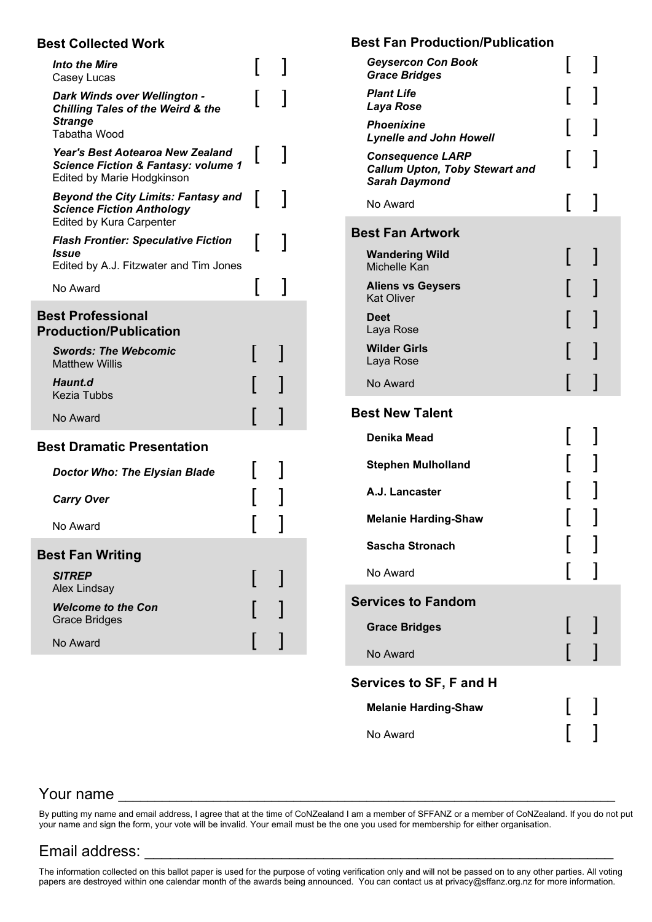## Best Collected Work

***Into the Mire***
Casey Lucas [ ]

***Dark Winds over Wellington - Chilling Tales of the Weird & the Strange***
Tabatha Wood [ ]

***Year's Best Aotearoa New Zealand Science Fiction & Fantasy: volume 1***
Edited by Marie Hodgkinson [ ]

***Beyond the City Limits: Fantasy and Science Fiction Anthology***
Edited by Kura Carpenter [ ]

***Flash Frontier: Speculative Fiction Issue***
Edited by A.J. Fitzwater and Tim Jones [ ]

No Award [ ]

## Best Professional Production/Publication

***Swords: The Webcomic***
Matthew Willis [ ]

***Haunt.d***
Kezia Tubbs [ ]

No Award [ ]

## Best Dramatic Presentation

***Doctor Who: The Elysian Blade*** [ ]

***Carry Over*** [ ]

No Award [ ]

## Best Fan Writing

***SITREP***
Alex Lindsay [ ]

***Welcome to the Con***
Grace Bridges [ ]

No Award [ ]

## Best Fan Production/Publication

***Geysercon Con Book***
***Grace Bridges*** [ ]

***Plant Life***
***Laya Rose*** [ ]

***Phoenixine***
***Lynelle and John Howell*** [ ]

***Consequence LARP***
***Callum Upton, Toby Stewart and Sarah Daymond*** [ ]

No Award [ ]

## Best Fan Artwork

**Wandering Wild**
Michelle Kan [ ]

**Aliens vs Geysers**
Kat Oliver [ ]

**Deet**
Laya Rose [ ]

**Wilder Girls**
Laya Rose [ ]

No Award [ ]

## Best New Talent

**Denika Mead** [ ]

**Stephen Mulholland** [ ]

**A.J. Lancaster** [ ]

**Melanie Harding-Shaw** [ ]

**Sascha Stronach** [ ]

No Award [ ]

## Services to Fandom

**Grace Bridges** [ ]

No Award [ ]

## Services to SF, F and H

**Melanie Harding-Shaw** [ ]

No Award [ ]

Your name \_\_\_\_\_\_\_\_\_\_\_\_\_\_\_\_\_\_\_\_\_\_\_\_\_\_\_\_\_\_\_\_\_\_\_\_\_\_\_\_\_\_\_\_\_\_\_\_\_\_\_\_

By putting my name and email address, I agree that at the time of CoNZealand I am a member of SFFANZ or a member of CoNZealand. If you do not put your name and sign the form, your vote will be invalid. Your email must be the one you used for membership for either organisation.

Email address: \_\_\_\_\_\_\_\_\_\_\_\_\_\_\_\_\_\_\_\_\_\_\_\_\_\_\_\_\_\_\_\_\_\_\_\_\_\_\_\_\_\_\_\_\_\_\_\_\_\_\_\_

The information collected on this ballot paper is used for the purpose of voting verification only and will not be passed on to any other parties. All voting papers are destroyed within one calendar month of the awards being announced. You can contact us at privacy@sffanz.org.nz for more information.